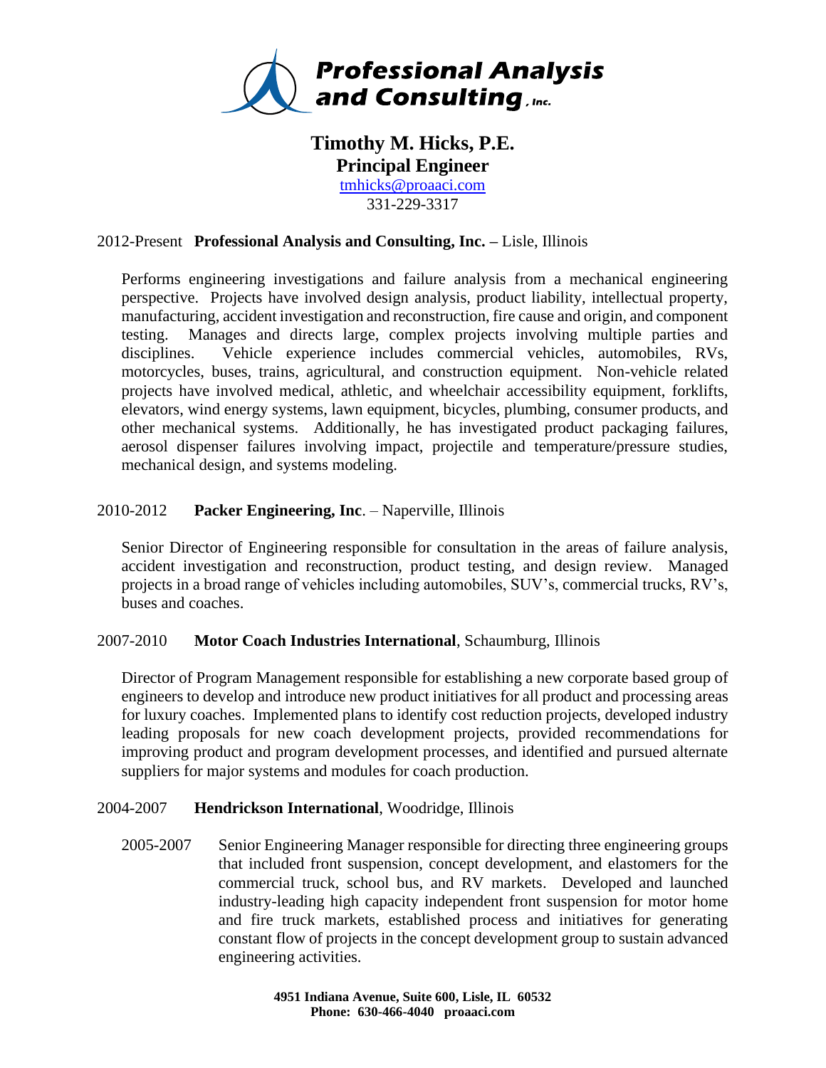**Professional Analysis and Consulting, Inc.**

# Timothy M. Hicks, P.E.
## Principal Engineer

tmhicks@proaaci.com
331-229-3317

2012-Present **Professional Analysis and Consulting, Inc. –** Lisle, Illinois

Performs engineering investigations and failure analysis from a mechanical engineering perspective. Projects have involved design analysis, product liability, intellectual property, manufacturing, accident investigation and reconstruction, fire cause and origin, and component testing. Manages and directs large, complex projects involving multiple parties and disciplines. Vehicle experience includes commercial vehicles, automobiles, RVs, motorcycles, buses, trains, agricultural, and construction equipment. Non-vehicle related projects have involved medical, athletic, and wheelchair accessibility equipment, forklifts, elevators, wind energy systems, lawn equipment, bicycles, plumbing, consumer products, and other mechanical systems. Additionally, he has investigated product packaging failures, aerosol dispenser failures involving impact, projectile and temperature/pressure studies, mechanical design, and systems modeling.

2010-2012 **Packer Engineering, Inc**. – Naperville, Illinois

Senior Director of Engineering responsible for consultation in the areas of failure analysis, accident investigation and reconstruction, product testing, and design review. Managed projects in a broad range of vehicles including automobiles, SUV's, commercial trucks, RV's, buses and coaches.

2007-2010 **Motor Coach Industries International**, Schaumburg, Illinois

Director of Program Management responsible for establishing a new corporate based group of engineers to develop and introduce new product initiatives for all product and processing areas for luxury coaches. Implemented plans to identify cost reduction projects, developed industry leading proposals for new coach development projects, provided recommendations for improving product and program development processes, and identified and pursued alternate suppliers for major systems and modules for coach production.

2004-2007 **Hendrickson International**, Woodridge, Illinois

2005-2007 Senior Engineering Manager responsible for directing three engineering groups that included front suspension, concept development, and elastomers for the commercial truck, school bus, and RV markets. Developed and launched industry-leading high capacity independent front suspension for motor home and fire truck markets, established process and initiatives for generating constant flow of projects in the concept development group to sustain advanced engineering activities.

**4951 Indiana Avenue, Suite 600, Lisle, IL 60532**
**Phone: 630-466-4040 proaaci.com**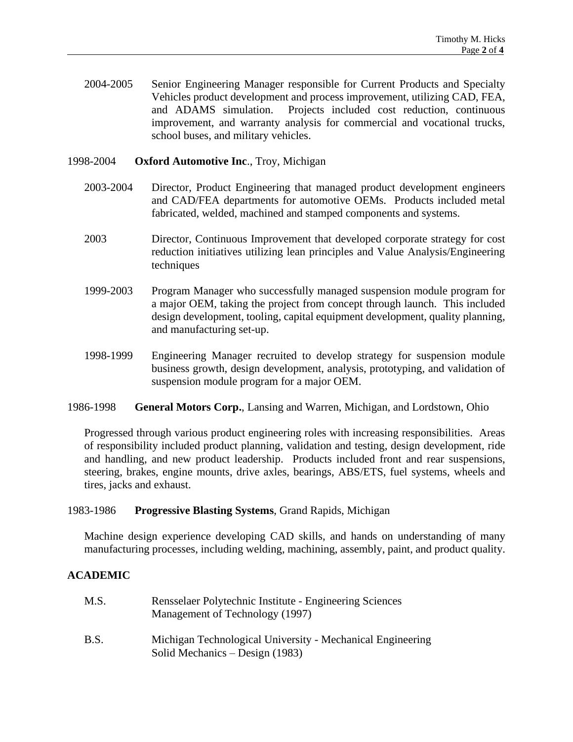2004-2005 Senior Engineering Manager responsible for Current Products and Specialty Vehicles product development and process improvement, utilizing CAD, FEA, and ADAMS simulation. Projects included cost reduction, continuous improvement, and warranty analysis for commercial and vocational trucks, school buses, and military vehicles.

1998-2004 **Oxford Automotive Inc**., Troy, Michigan

2003-2004 Director, Product Engineering that managed product development engineers and CAD/FEA departments for automotive OEMs. Products included metal fabricated, welded, machined and stamped components and systems.

2003 Director, Continuous Improvement that developed corporate strategy for cost reduction initiatives utilizing lean principles and Value Analysis/Engineering techniques

1999-2003 Program Manager who successfully managed suspension module program for a major OEM, taking the project from concept through launch. This included design development, tooling, capital equipment development, quality planning, and manufacturing set-up.

1998-1999 Engineering Manager recruited to develop strategy for suspension module business growth, design development, analysis, prototyping, and validation of suspension module program for a major OEM.

1986-1998 **General Motors Corp.**, Lansing and Warren, Michigan, and Lordstown, Ohio

Progressed through various product engineering roles with increasing responsibilities. Areas of responsibility included product planning, validation and testing, design development, ride and handling, and new product leadership. Products included front and rear suspensions, steering, brakes, engine mounts, drive axles, bearings, ABS/ETS, fuel systems, wheels and tires, jacks and exhaust.

1983-1986 **Progressive Blasting Systems**, Grand Rapids, Michigan

Machine design experience developing CAD skills, and hands on understanding of many manufacturing processes, including welding, machining, assembly, paint, and product quality.

## ACADEMIC

M.S. Rensselaer Polytechnic Institute - Engineering Sciences
Management of Technology (1997)

B.S. Michigan Technological University - Mechanical Engineering
Solid Mechanics – Design (1983)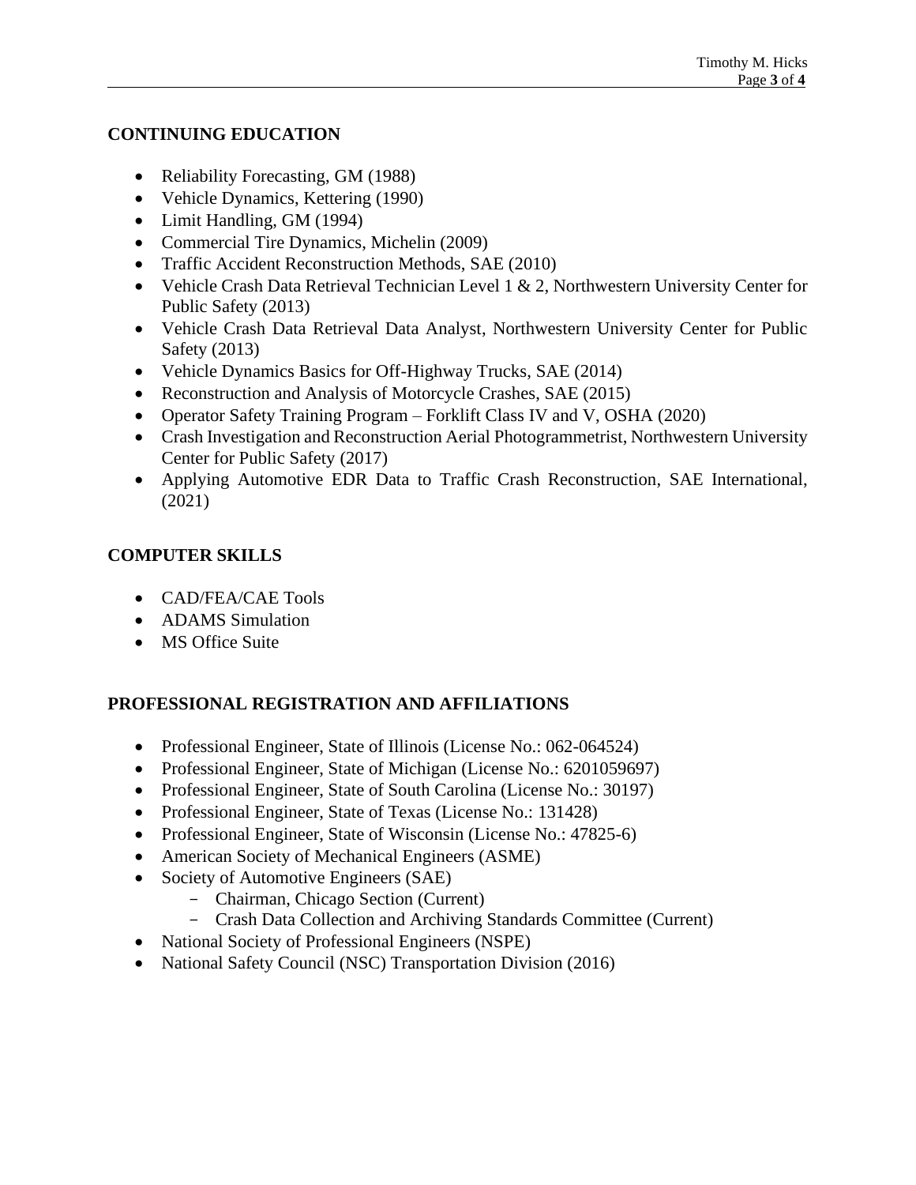## CONTINUING EDUCATION

- Reliability Forecasting, GM (1988)
- Vehicle Dynamics, Kettering (1990)
- Limit Handling, GM (1994)
- Commercial Tire Dynamics, Michelin (2009)
- Traffic Accident Reconstruction Methods, SAE (2010)
- Vehicle Crash Data Retrieval Technician Level 1 & 2, Northwestern University Center for Public Safety (2013)
- Vehicle Crash Data Retrieval Data Analyst, Northwestern University Center for Public Safety (2013)
- Vehicle Dynamics Basics for Off-Highway Trucks, SAE (2014)
- Reconstruction and Analysis of Motorcycle Crashes, SAE (2015)
- Operator Safety Training Program – Forklift Class IV and V, OSHA (2020)
- Crash Investigation and Reconstruction Aerial Photogrammetrist, Northwestern University Center for Public Safety (2017)
- Applying Automotive EDR Data to Traffic Crash Reconstruction, SAE International, (2021)

## COMPUTER SKILLS

- CAD/FEA/CAE Tools
- ADAMS Simulation
- MS Office Suite

## PROFESSIONAL REGISTRATION AND AFFILIATIONS

- Professional Engineer, State of Illinois (License No.: 062-064524)
- Professional Engineer, State of Michigan (License No.: 6201059697)
- Professional Engineer, State of South Carolina (License No.: 30197)
- Professional Engineer, State of Texas (License No.: 131428)
- Professional Engineer, State of Wisconsin (License No.: 47825-6)
- American Society of Mechanical Engineers (ASME)
- Society of Automotive Engineers (SAE)
  - Chairman, Chicago Section (Current)
  - Crash Data Collection and Archiving Standards Committee (Current)
- National Society of Professional Engineers (NSPE)
- National Safety Council (NSC) Transportation Division (2016)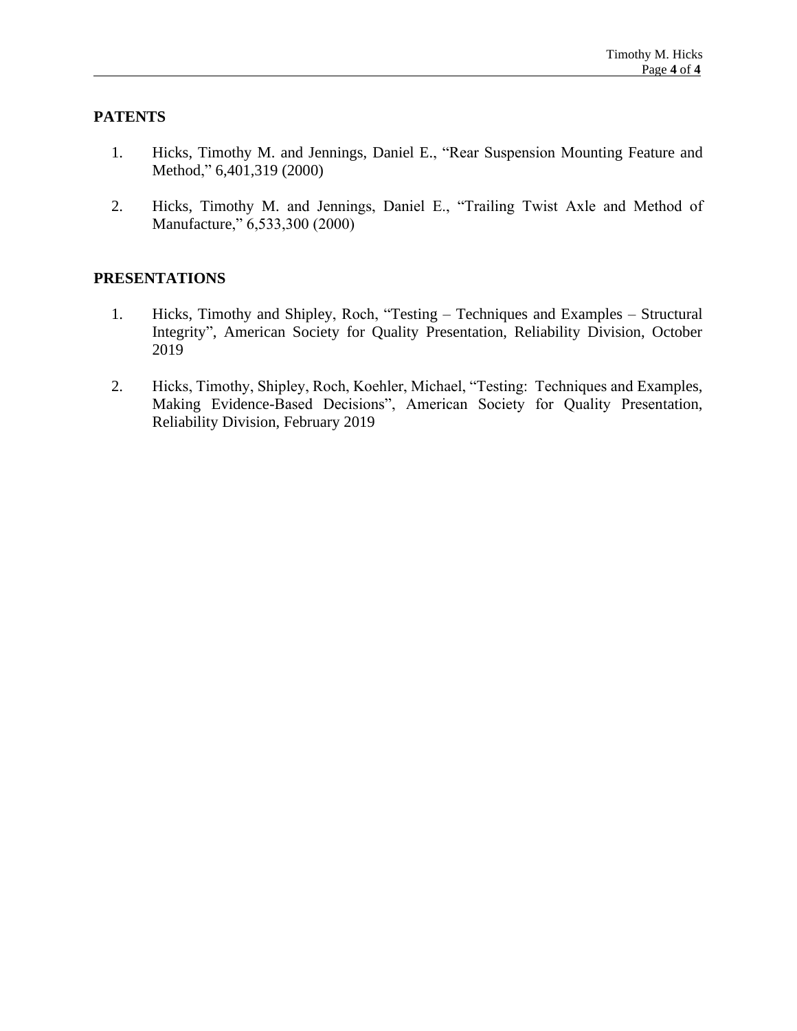## PATENTS

1. Hicks, Timothy M. and Jennings, Daniel E., “Rear Suspension Mounting Feature and Method,” 6,401,319 (2000)

2. Hicks, Timothy M. and Jennings, Daniel E., “Trailing Twist Axle and Method of Manufacture,” 6,533,300 (2000)

## PRESENTATIONS

1. Hicks, Timothy and Shipley, Roch, “Testing – Techniques and Examples – Structural Integrity”, American Society for Quality Presentation, Reliability Division, October 2019

2. Hicks, Timothy, Shipley, Roch, Koehler, Michael, “Testing: Techniques and Examples, Making Evidence-Based Decisions”, American Society for Quality Presentation, Reliability Division, February 2019